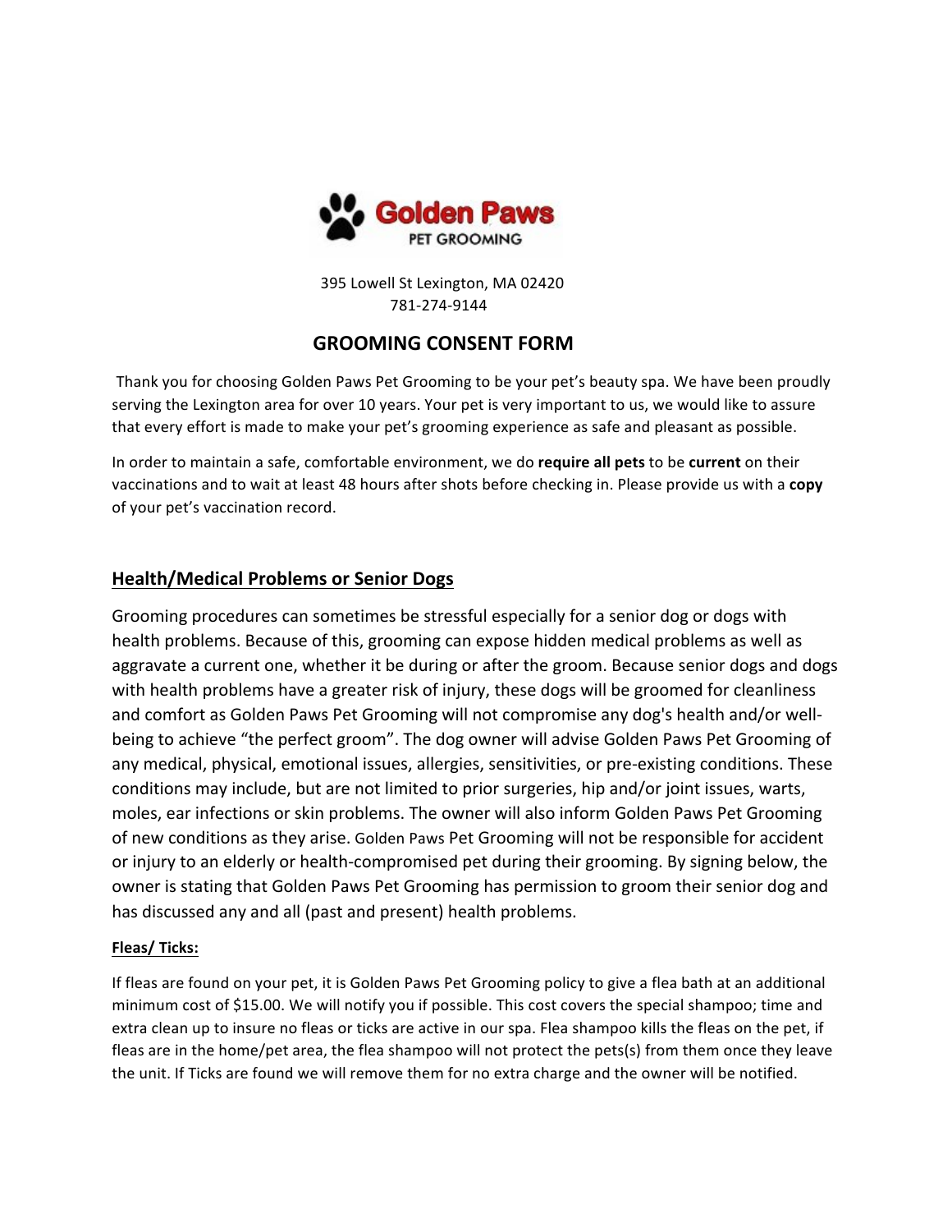**Golden Paws**
PET GROOMING

395 Lowell St Lexington, MA 02420
781-274-9144

# GROOMING CONSENT FORM

Thank you for choosing Golden Paws Pet Grooming to be your pet's beauty spa. We have been proudly serving the Lexington area for over 10 years. Your pet is very important to us, we would like to assure that every effort is made to make your pet's grooming experience as safe and pleasant as possible.

In order to maintain a safe, comfortable environment, we do **require all pets** to be **current** on their vaccinations and to wait at least 48 hours after shots before checking in. Please provide us with a **copy** of your pet's vaccination record.

## Health/Medical Problems or Senior Dogs

Grooming procedures can sometimes be stressful especially for a senior dog or dogs with health problems. Because of this, grooming can expose hidden medical problems as well as aggravate a current one, whether it be during or after the groom. Because senior dogs and dogs with health problems have a greater risk of injury, these dogs will be groomed for cleanliness and comfort as Golden Paws Pet Grooming will not compromise any dog's health and/or well-being to achieve "the perfect groom". The dog owner will advise Golden Paws Pet Grooming of any medical, physical, emotional issues, allergies, sensitivities, or pre-existing conditions. These conditions may include, but are not limited to prior surgeries, hip and/or joint issues, warts, moles, ear infections or skin problems. The owner will also inform Golden Paws Pet Grooming of new conditions as they arise. Golden Paws Pet Grooming will not be responsible for accident or injury to an elderly or health-compromised pet during their grooming. By signing below, the owner is stating that Golden Paws Pet Grooming has permission to groom their senior dog and has discussed any and all (past and present) health problems.

### Fleas/ Ticks:

If fleas are found on your pet, it is Golden Paws Pet Grooming policy to give a flea bath at an additional minimum cost of $15.00. We will notify you if possible. This cost covers the special shampoo; time and extra clean up to insure no fleas or ticks are active in our spa. Flea shampoo kills the fleas on the pet, if fleas are in the home/pet area, the flea shampoo will not protect the pets(s) from them once they leave the unit. If Ticks are found we will remove them for no extra charge and the owner will be notified.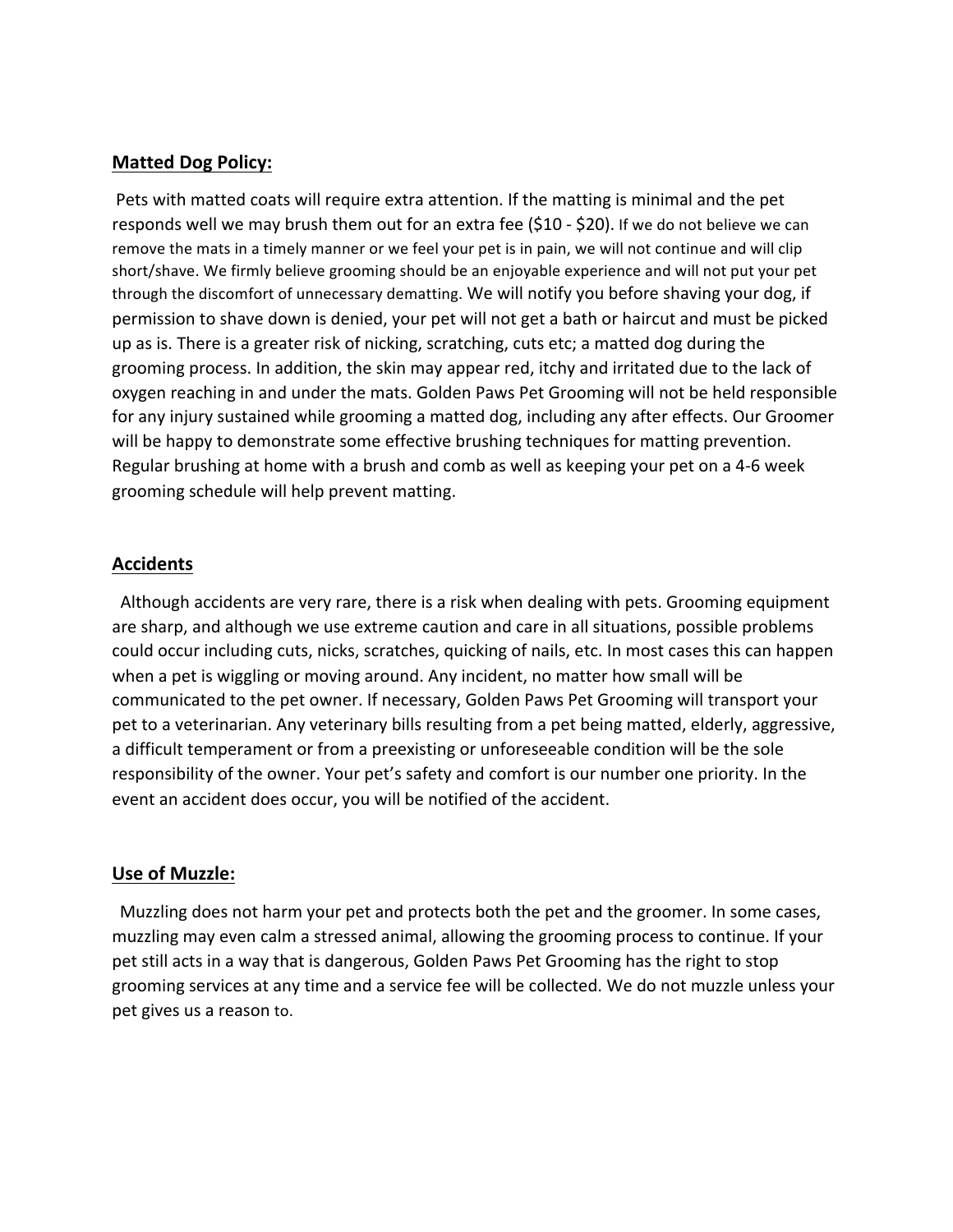## Matted Dog Policy:

Pets with matted coats will require extra attention. If the matting is minimal and the pet responds well we may brush them out for an extra fee ($10 - $20). If we do not believe we can remove the mats in a timely manner or we feel your pet is in pain, we will not continue and will clip short/shave. We firmly believe grooming should be an enjoyable experience and will not put your pet through the discomfort of unnecessary dematting. We will notify you before shaving your dog, if permission to shave down is denied, your pet will not get a bath or haircut and must be picked up as is. There is a greater risk of nicking, scratching, cuts etc; a matted dog during the grooming process. In addition, the skin may appear red, itchy and irritated due to the lack of oxygen reaching in and under the mats. Golden Paws Pet Grooming will not be held responsible for any injury sustained while grooming a matted dog, including any after effects. Our Groomer will be happy to demonstrate some effective brushing techniques for matting prevention. Regular brushing at home with a brush and comb as well as keeping your pet on a 4-6 week grooming schedule will help prevent matting.

## Accidents

Although accidents are very rare, there is a risk when dealing with pets. Grooming equipment are sharp, and although we use extreme caution and care in all situations, possible problems could occur including cuts, nicks, scratches, quicking of nails, etc. In most cases this can happen when a pet is wiggling or moving around. Any incident, no matter how small will be communicated to the pet owner. If necessary, Golden Paws Pet Grooming will transport your pet to a veterinarian. Any veterinary bills resulting from a pet being matted, elderly, aggressive, a difficult temperament or from a preexisting or unforeseeable condition will be the sole responsibility of the owner. Your pet's safety and comfort is our number one priority. In the event an accident does occur, you will be notified of the accident.

## Use of Muzzle:

Muzzling does not harm your pet and protects both the pet and the groomer. In some cases, muzzling may even calm a stressed animal, allowing the grooming process to continue. If your pet still acts in a way that is dangerous, Golden Paws Pet Grooming has the right to stop grooming services at any time and a service fee will be collected. We do not muzzle unless your pet gives us a reason to.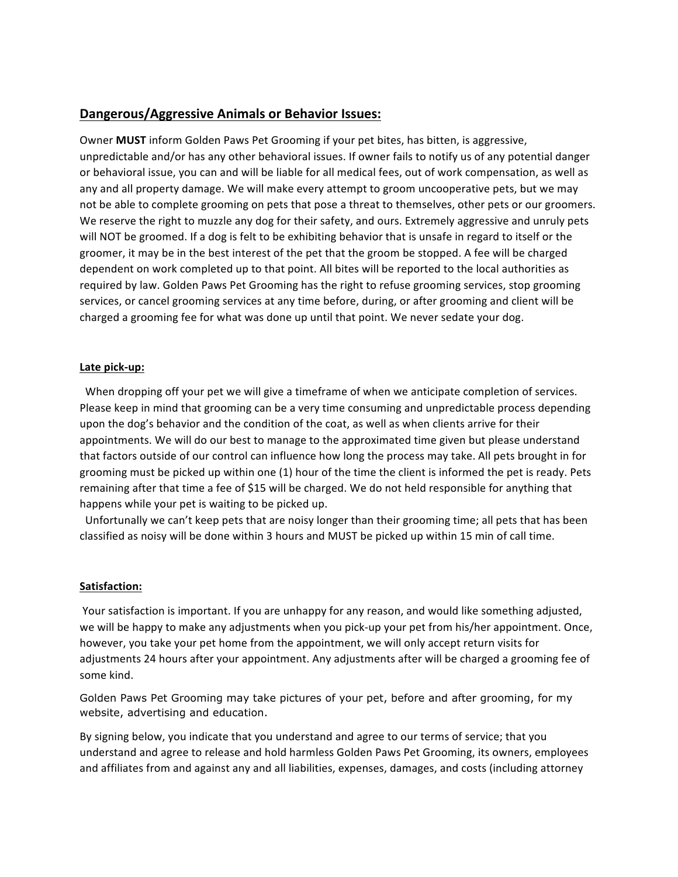## Dangerous/Aggressive Animals or Behavior Issues:

Owner **MUST** inform Golden Paws Pet Grooming if your pet bites, has bitten, is aggressive, unpredictable and/or has any other behavioral issues. If owner fails to notify us of any potential danger or behavioral issue, you can and will be liable for all medical fees, out of work compensation, as well as any and all property damage. We will make every attempt to groom uncooperative pets, but we may not be able to complete grooming on pets that pose a threat to themselves, other pets or our groomers. We reserve the right to muzzle any dog for their safety, and ours. Extremely aggressive and unruly pets will NOT be groomed. If a dog is felt to be exhibiting behavior that is unsafe in regard to itself or the groomer, it may be in the best interest of the pet that the groom be stopped. A fee will be charged dependent on work completed up to that point. All bites will be reported to the local authorities as required by law. Golden Paws Pet Grooming has the right to refuse grooming services, stop grooming services, or cancel grooming services at any time before, during, or after grooming and client will be charged a grooming fee for what was done up until that point. We never sedate your dog.

**Late pick-up:**

When dropping off your pet we will give a timeframe of when we anticipate completion of services. Please keep in mind that grooming can be a very time consuming and unpredictable process depending upon the dog's behavior and the condition of the coat, as well as when clients arrive for their appointments. We will do our best to manage to the approximated time given but please understand that factors outside of our control can influence how long the process may take. All pets brought in for grooming must be picked up within one (1) hour of the time the client is informed the pet is ready. Pets remaining after that time a fee of $15 will be charged. We do not held responsible for anything that happens while your pet is waiting to be picked up.

Unfortunally we can't keep pets that are noisy longer than their grooming time; all pets that has been classified as noisy will be done within 3 hours and MUST be picked up within 15 min of call time.

**Satisfaction:**

Your satisfaction is important. If you are unhappy for any reason, and would like something adjusted, we will be happy to make any adjustments when you pick-up your pet from his/her appointment. Once, however, you take your pet home from the appointment, we will only accept return visits for adjustments 24 hours after your appointment. Any adjustments after will be charged a grooming fee of some kind.

Golden Paws Pet Grooming may take pictures of your pet, before and after grooming, for my website, advertising and education.

By signing below, you indicate that you understand and agree to our terms of service; that you understand and agree to release and hold harmless Golden Paws Pet Grooming, its owners, employees and affiliates from and against any and all liabilities, expenses, damages, and costs (including attorney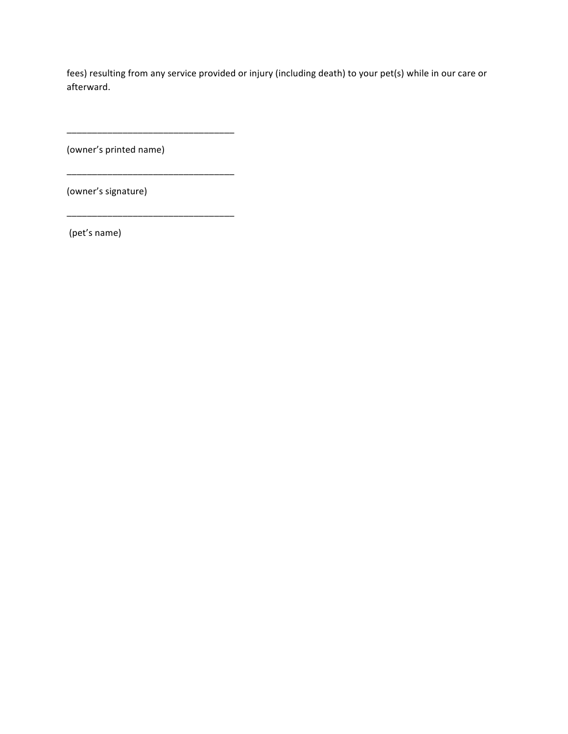fees) resulting from any service provided or injury (including death) to your pet(s) while in our care or afterward.

_________________________________

(owner's printed name)

_________________________________

(owner's signature)

_________________________________

(pet's name)